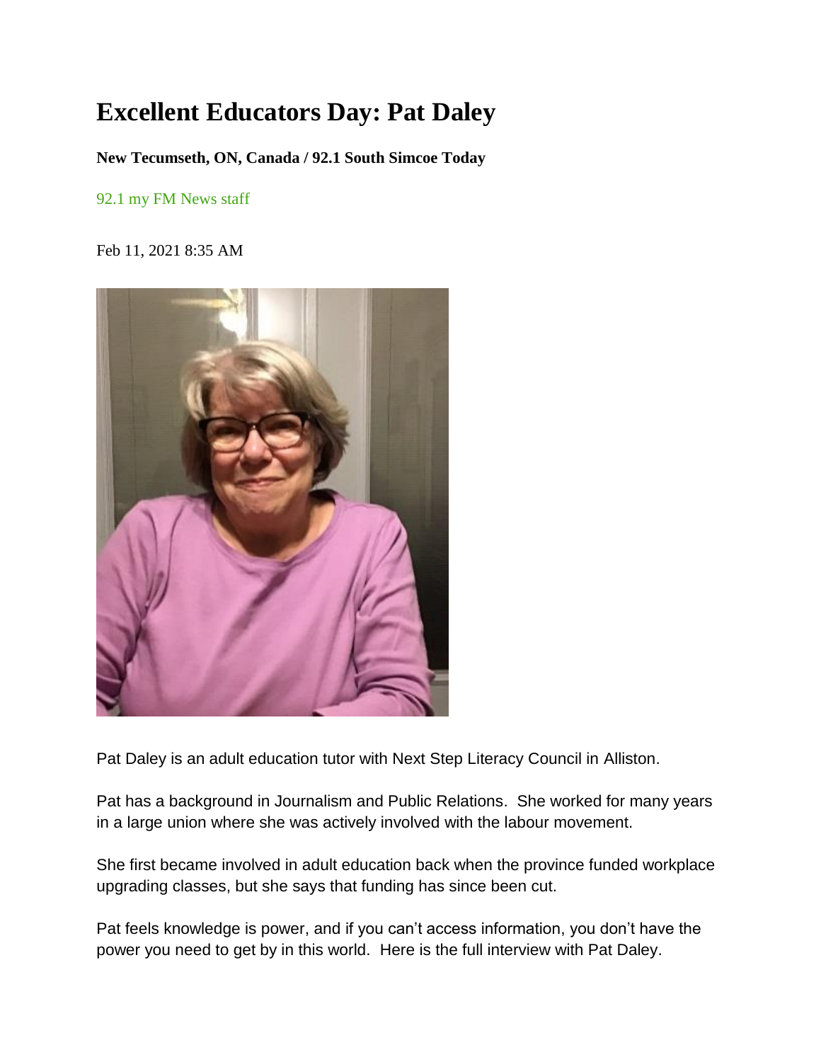# Excellent Educators Day: Pat Daley

**New Tecumseth, ON, Canada / 92.1 South Simcoe Today**

92.1 my FM News staff

Feb 11, 2021 8:35 AM

Pat Daley is an adult education tutor with Next Step Literacy Council in Alliston.

Pat has a background in Journalism and Public Relations. She worked for many years in a large union where she was actively involved with the labour movement.

She first became involved in adult education back when the province funded workplace upgrading classes, but she says that funding has since been cut.

Pat feels knowledge is power, and if you can't access information, you don't have the power you need to get by in this world. Here is the full interview with Pat Daley.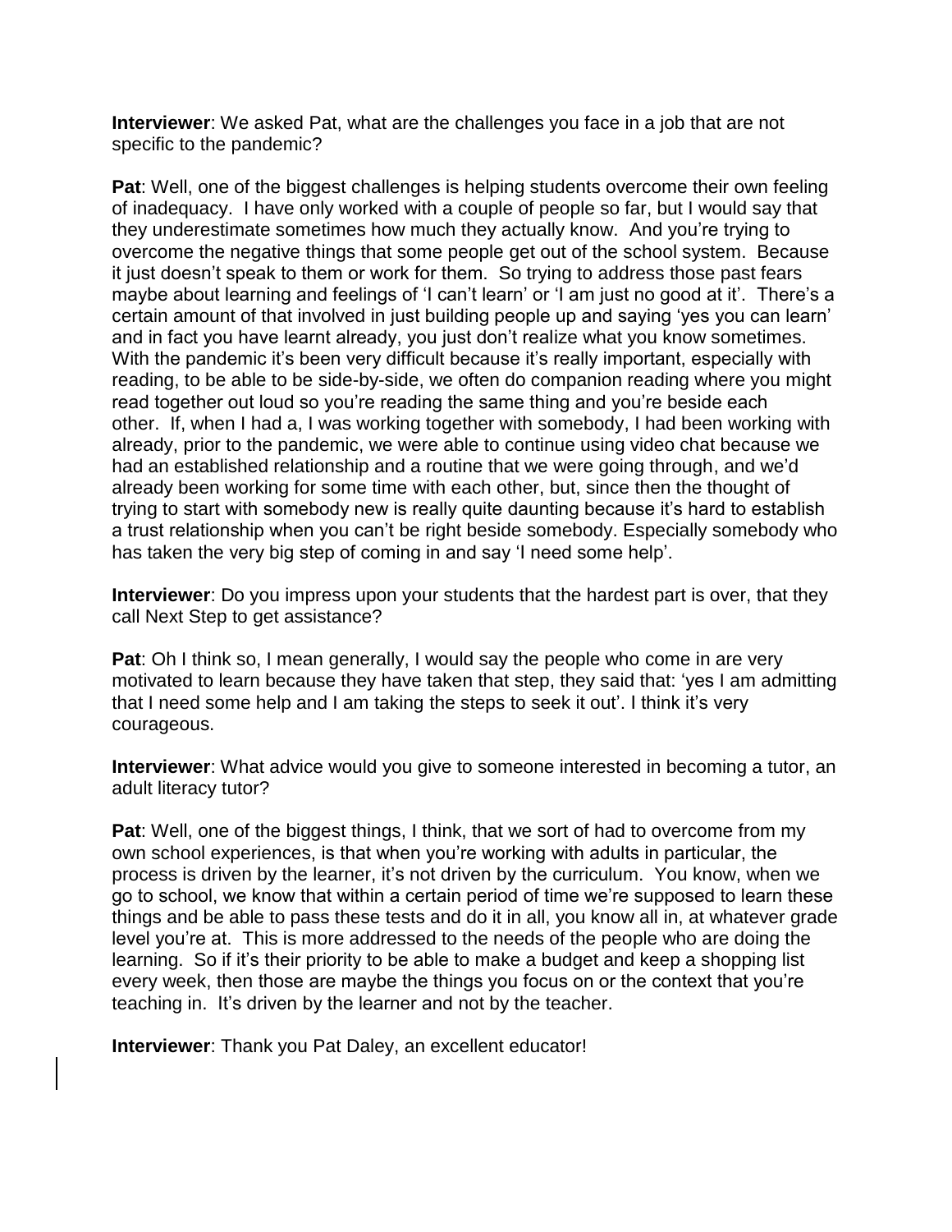**Interviewer**: We asked Pat, what are the challenges you face in a job that are not specific to the pandemic?

**Pat**: Well, one of the biggest challenges is helping students overcome their own feeling of inadequacy. I have only worked with a couple of people so far, but I would say that they underestimate sometimes how much they actually know. And you're trying to overcome the negative things that some people get out of the school system. Because it just doesn't speak to them or work for them. So trying to address those past fears maybe about learning and feelings of 'I can't learn' or 'I am just no good at it'. There's a certain amount of that involved in just building people up and saying 'yes you can learn' and in fact you have learnt already, you just don't realize what you know sometimes. With the pandemic it's been very difficult because it's really important, especially with reading, to be able to be side-by-side, we often do companion reading where you might read together out loud so you're reading the same thing and you're beside each other. If, when I had a, I was working together with somebody, I had been working with already, prior to the pandemic, we were able to continue using video chat because we had an established relationship and a routine that we were going through, and we'd already been working for some time with each other, but, since then the thought of trying to start with somebody new is really quite daunting because it's hard to establish a trust relationship when you can't be right beside somebody. Especially somebody who has taken the very big step of coming in and say 'I need some help'.

**Interviewer**: Do you impress upon your students that the hardest part is over, that they call Next Step to get assistance?

**Pat**: Oh I think so, I mean generally, I would say the people who come in are very motivated to learn because they have taken that step, they said that: 'yes I am admitting that I need some help and I am taking the steps to seek it out'. I think it's very courageous.

**Interviewer**: What advice would you give to someone interested in becoming a tutor, an adult literacy tutor?

**Pat**: Well, one of the biggest things, I think, that we sort of had to overcome from my own school experiences, is that when you're working with adults in particular, the process is driven by the learner, it's not driven by the curriculum. You know, when we go to school, we know that within a certain period of time we're supposed to learn these things and be able to pass these tests and do it in all, you know all in, at whatever grade level you're at. This is more addressed to the needs of the people who are doing the learning. So if it's their priority to be able to make a budget and keep a shopping list every week, then those are maybe the things you focus on or the context that you're teaching in. It's driven by the learner and not by the teacher.

**Interviewer**: Thank you Pat Daley, an excellent educator!